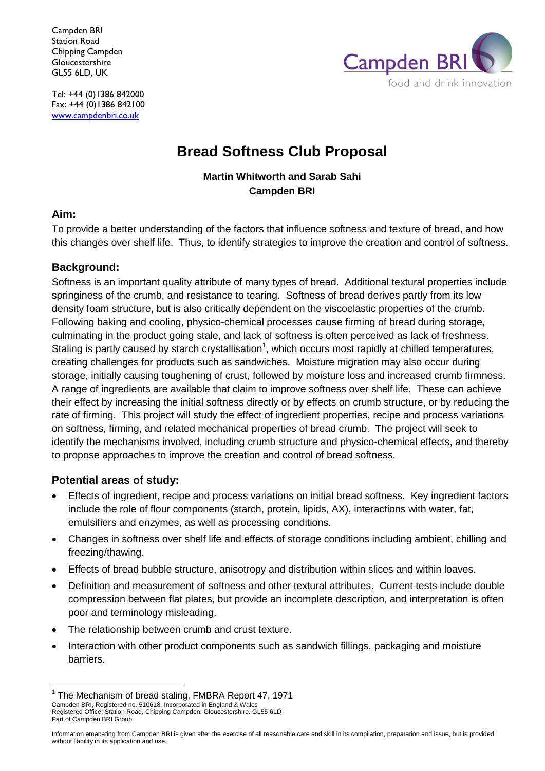Campden BRI
Station Road
Chipping Campden
Gloucestershire
GL55 6LD, UK

Tel: +44 (0)1386 842000
Fax: +44 (0)1386 842100
www.campdenbri.co.uk

Campden BRI
food and drink innovation

# Bread Softness Club Proposal

**Martin Whitworth and Sarab Sahi**
**Campden BRI**

## Aim:

To provide a better understanding of the factors that influence softness and texture of bread, and how this changes over shelf life. Thus, to identify strategies to improve the creation and control of softness.

## Background:

Softness is an important quality attribute of many types of bread. Additional textural properties include springiness of the crumb, and resistance to tearing. Softness of bread derives partly from its low density foam structure, but is also critically dependent on the viscoelastic properties of the crumb. Following baking and cooling, physico-chemical processes cause firming of bread during storage, culminating in the product going stale, and lack of softness is often perceived as lack of freshness. Staling is partly caused by starch crystallisation[1], which occurs most rapidly at chilled temperatures, creating challenges for products such as sandwiches. Moisture migration may also occur during storage, initially causing toughening of crust, followed by moisture loss and increased crumb firmness. A range of ingredients are available that claim to improve softness over shelf life. These can achieve their effect by increasing the initial softness directly or by effects on crumb structure, or by reducing the rate of firming. This project will study the effect of ingredient properties, recipe and process variations on softness, firming, and related mechanical properties of bread crumb. The project will seek to identify the mechanisms involved, including crumb structure and physico-chemical effects, and thereby to propose approaches to improve the creation and control of bread softness.

## Potential areas of study:

- Effects of ingredient, recipe and process variations on initial bread softness. Key ingredient factors include the role of flour components (starch, protein, lipids, AX), interactions with water, fat, emulsifiers and enzymes, as well as processing conditions.
- Changes in softness over shelf life and effects of storage conditions including ambient, chilling and freezing/thawing.
- Effects of bread bubble structure, anisotropy and distribution within slices and within loaves.
- Definition and measurement of softness and other textural attributes. Current tests include double compression between flat plates, but provide an incomplete description, and interpretation is often poor and terminology misleading.
- The relationship between crumb and crust texture.
- Interaction with other product components such as sandwich fillings, packaging and moisture barriers.

[1] The Mechanism of bread staling, FMBRA Report 47, 1971

Campden BRI, Registered no. 510618, Incorporated in England & Wales
Registered Office: Station Road, Chipping Campden, Gloucestershire. GL55 6LD
Part of Campden BRI Group

Information emanating from Campden BRI is given after the exercise of all reasonable care and skill in its compilation, preparation and issue, but is provided without liability in its application and use.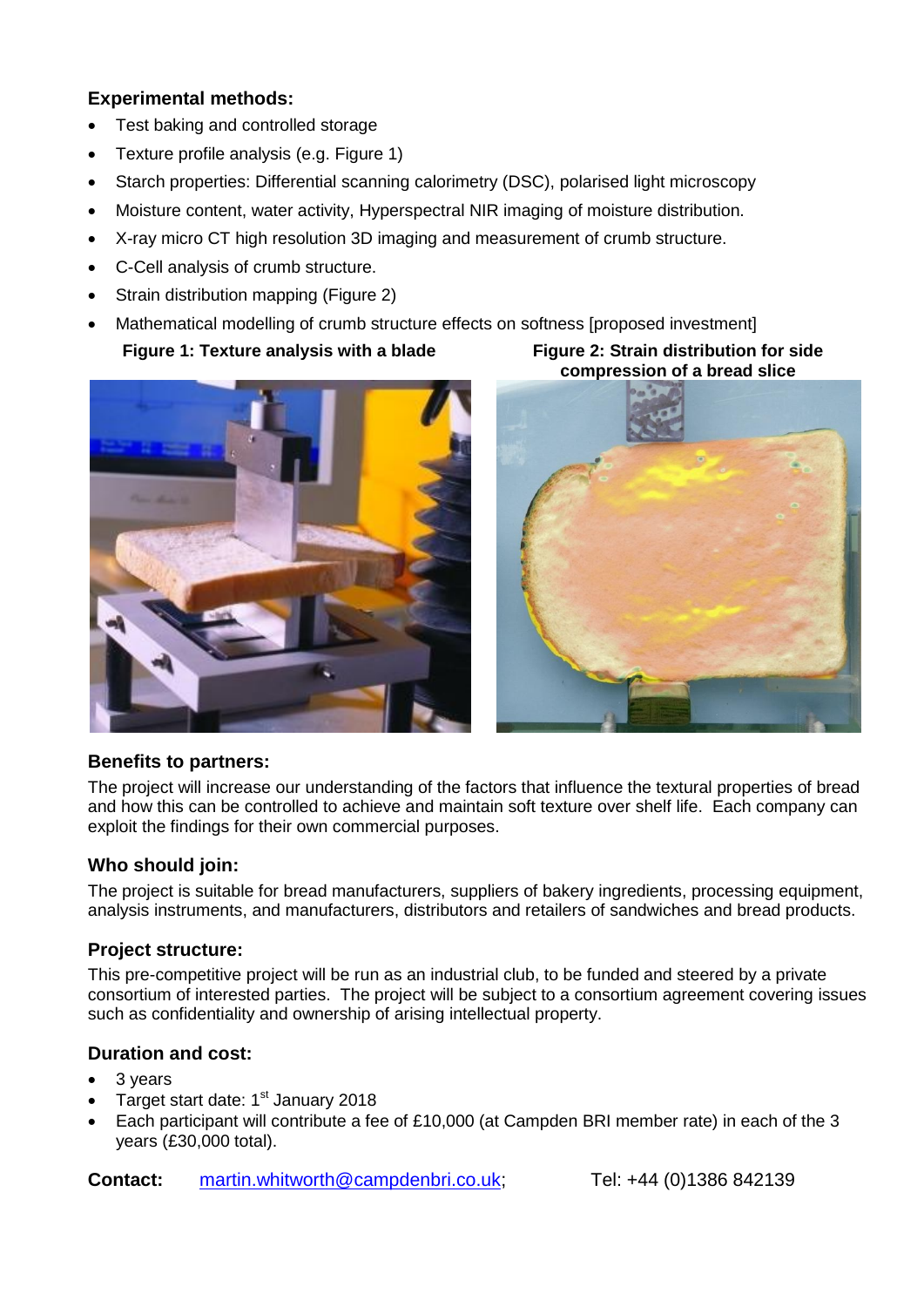### Experimental methods:

- Test baking and controlled storage
- Texture profile analysis (e.g. Figure 1)
- Starch properties: Differential scanning calorimetry (DSC), polarised light microscopy
- Moisture content, water activity, Hyperspectral NIR imaging of moisture distribution.
- X-ray micro CT high resolution 3D imaging and measurement of crumb structure.
- C-Cell analysis of crumb structure.
- Strain distribution mapping (Figure 2)
- Mathematical modelling of crumb structure effects on softness [proposed investment]

**Figure 1: Texture analysis with a blade**

**Figure 2: Strain distribution for side compression of a bread slice**

### Benefits to partners:

The project will increase our understanding of the factors that influence the textural properties of bread and how this can be controlled to achieve and maintain soft texture over shelf life. Each company can exploit the findings for their own commercial purposes.

### Who should join:

The project is suitable for bread manufacturers, suppliers of bakery ingredients, processing equipment, analysis instruments, and manufacturers, distributors and retailers of sandwiches and bread products.

### Project structure:

This pre-competitive project will be run as an industrial club, to be funded and steered by a private consortium of interested parties. The project will be subject to a consortium agreement covering issues such as confidentiality and ownership of arising intellectual property.

### Duration and cost:

- 3 years
- Target start date: 1st January 2018
- Each participant will contribute a fee of £10,000 (at Campden BRI member rate) in each of the 3 years (£30,000 total).

**Contact:** martin.whitworth@campdenbri.co.uk; Tel: +44 (0)1386 842139